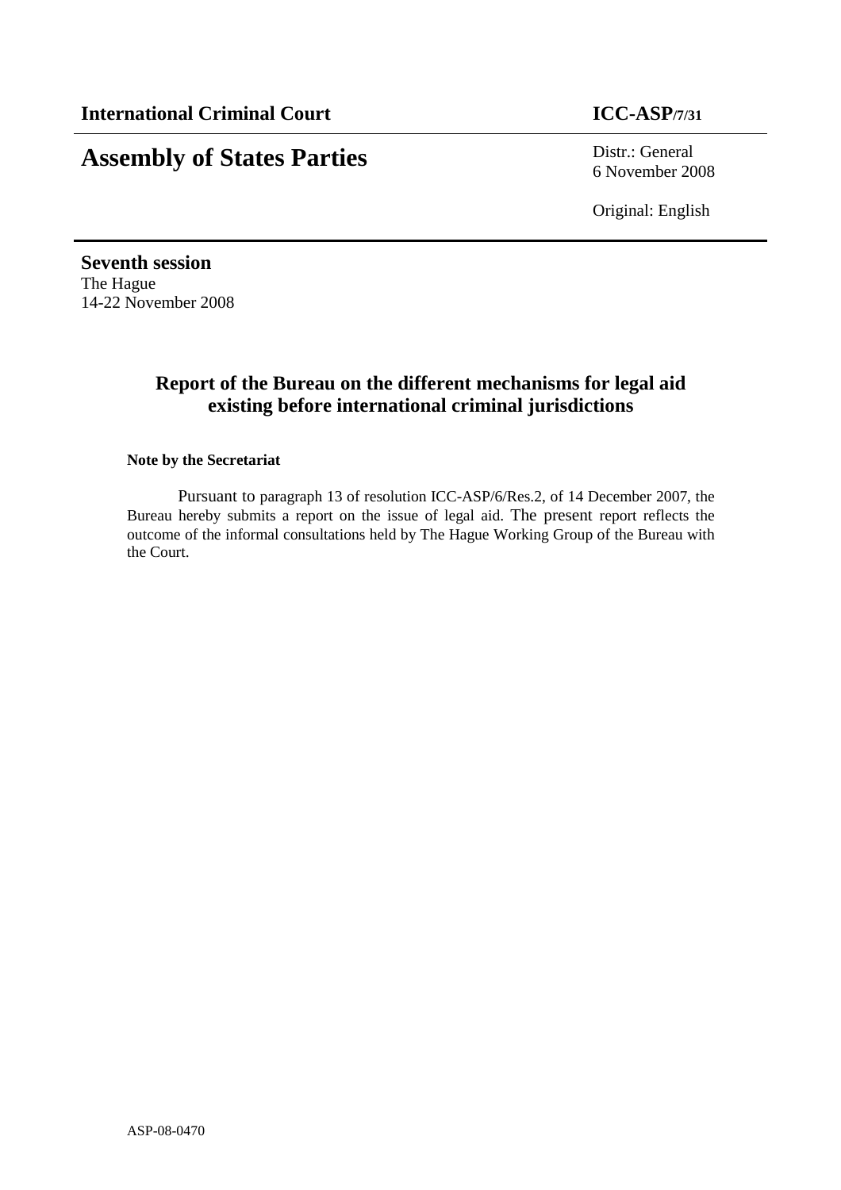**International Criminal Court** **ICC-ASP/7/31**

# Assembly of States Parties

Distr.: General
6 November 2008

Original: English

**Seventh session**
The Hague
14-22 November 2008

## Report of the Bureau on the different mechanisms for legal aid existing before international criminal jurisdictions

**Note by the Secretariat**

Pursuant to paragraph 13 of resolution ICC-ASP/6/Res.2, of 14 December 2007, the Bureau hereby submits a report on the issue of legal aid. The present report reflects the outcome of the informal consultations held by The Hague Working Group of the Bureau with the Court.

ASP-08-0470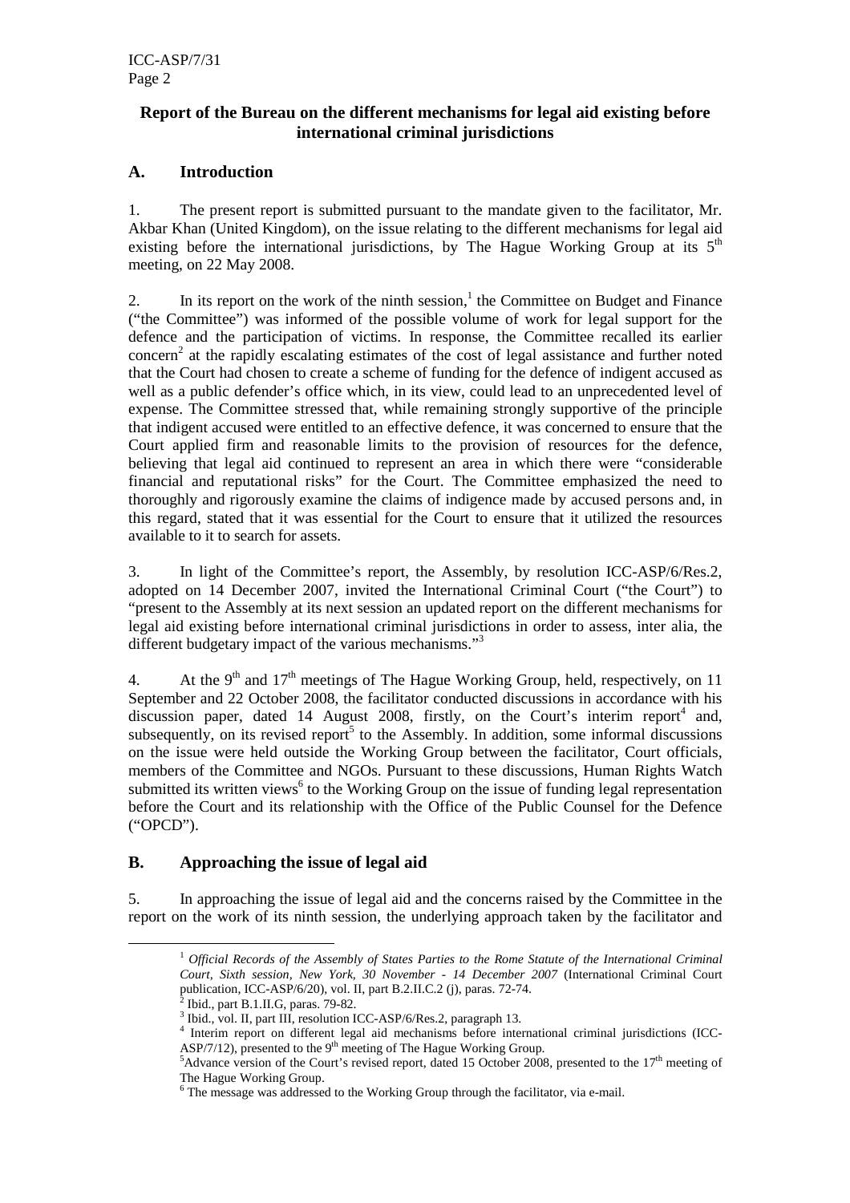### Report of the Bureau on the different mechanisms for legal aid existing before international criminal jurisdictions

## A. Introduction

1. The present report is submitted pursuant to the mandate given to the facilitator, Mr. Akbar Khan (United Kingdom), on the issue relating to the different mechanisms for legal aid existing before the international jurisdictions, by The Hague Working Group at its 5th meeting, on 22 May 2008.

2. In its report on the work of the ninth session,[1] the Committee on Budget and Finance ("the Committee") was informed of the possible volume of work for legal support for the defence and the participation of victims. In response, the Committee recalled its earlier concern[2] at the rapidly escalating estimates of the cost of legal assistance and further noted that the Court had chosen to create a scheme of funding for the defence of indigent accused as well as a public defender's office which, in its view, could lead to an unprecedented level of expense. The Committee stressed that, while remaining strongly supportive of the principle that indigent accused were entitled to an effective defence, it was concerned to ensure that the Court applied firm and reasonable limits to the provision of resources for the defence, believing that legal aid continued to represent an area in which there were "considerable financial and reputational risks" for the Court. The Committee emphasized the need to thoroughly and rigorously examine the claims of indigence made by accused persons and, in this regard, stated that it was essential for the Court to ensure that it utilized the resources available to it to search for assets.

3. In light of the Committee's report, the Assembly, by resolution ICC-ASP/6/Res.2, adopted on 14 December 2007, invited the International Criminal Court ("the Court") to "present to the Assembly at its next session an updated report on the different mechanisms for legal aid existing before international criminal jurisdictions in order to assess, inter alia, the different budgetary impact of the various mechanisms."[3]

4. At the 9th and 17th meetings of The Hague Working Group, held, respectively, on 11 September and 22 October 2008, the facilitator conducted discussions in accordance with his discussion paper, dated 14 August 2008, firstly, on the Court's interim report[4] and, subsequently, on its revised report[5] to the Assembly. In addition, some informal discussions on the issue were held outside the Working Group between the facilitator, Court officials, members of the Committee and NGOs. Pursuant to these discussions, Human Rights Watch submitted its written views[6] to the Working Group on the issue of funding legal representation before the Court and its relationship with the Office of the Public Counsel for the Defence ("OPCD").

## B. Approaching the issue of legal aid

5. In approaching the issue of legal aid and the concerns raised by the Committee in the report on the work of its ninth session, the underlying approach taken by the facilitator and

---

[1] *Official Records of the Assembly of States Parties to the Rome Statute of the International Criminal Court, Sixth session, New York, 30 November - 14 December 2007* (International Criminal Court publication, ICC-ASP/6/20), vol. II, part B.2.II.C.2 (j), paras. 72-74.

[2] Ibid., part B.1.II.G, paras. 79-82.

[3] Ibid., vol. II, part III, resolution ICC-ASP/6/Res.2, paragraph 13.

[4] Interim report on different legal aid mechanisms before international criminal jurisdictions (ICC-ASP/7/12), presented to the 9th meeting of The Hague Working Group.

[5] Advance version of the Court's revised report, dated 15 October 2008, presented to the 17th meeting of The Hague Working Group.

[6] The message was addressed to the Working Group through the facilitator, via e-mail.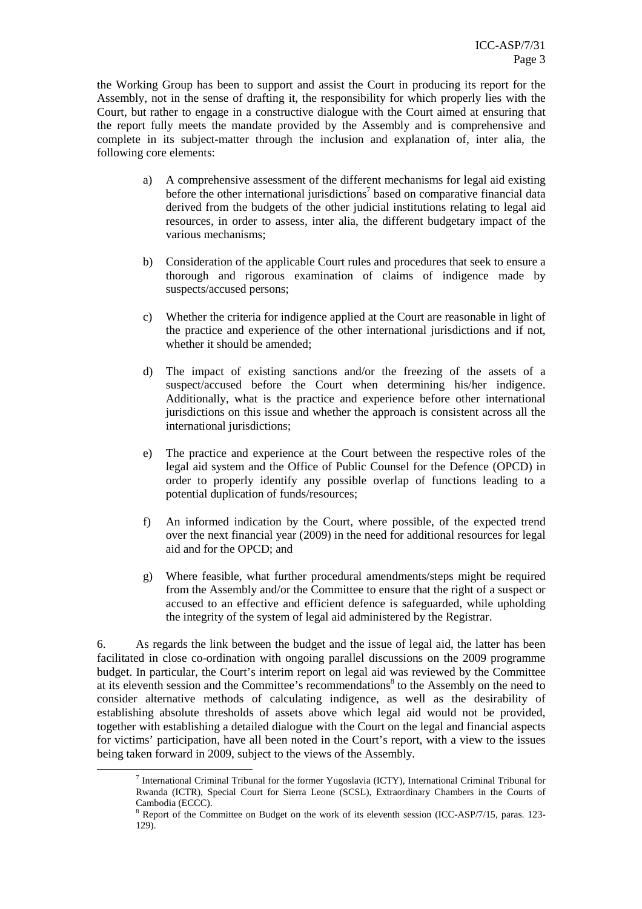the Working Group has been to support and assist the Court in producing its report for the Assembly, not in the sense of drafting it, the responsibility for which properly lies with the Court, but rather to engage in a constructive dialogue with the Court aimed at ensuring that the report fully meets the mandate provided by the Assembly and is comprehensive and complete in its subject-matter through the inclusion and explanation of, inter alia, the following core elements:

a) A comprehensive assessment of the different mechanisms for legal aid existing before the other international jurisdictions[7] based on comparative financial data derived from the budgets of the other judicial institutions relating to legal aid resources, in order to assess, inter alia, the different budgetary impact of the various mechanisms;

b) Consideration of the applicable Court rules and procedures that seek to ensure a thorough and rigorous examination of claims of indigence made by suspects/accused persons;

c) Whether the criteria for indigence applied at the Court are reasonable in light of the practice and experience of the other international jurisdictions and if not, whether it should be amended;

d) The impact of existing sanctions and/or the freezing of the assets of a suspect/accused before the Court when determining his/her indigence. Additionally, what is the practice and experience before other international jurisdictions on this issue and whether the approach is consistent across all the international jurisdictions;

e) The practice and experience at the Court between the respective roles of the legal aid system and the Office of Public Counsel for the Defence (OPCD) in order to properly identify any possible overlap of functions leading to a potential duplication of funds/resources;

f) An informed indication by the Court, where possible, of the expected trend over the next financial year (2009) in the need for additional resources for legal aid and for the OPCD; and

g) Where feasible, what further procedural amendments/steps might be required from the Assembly and/or the Committee to ensure that the right of a suspect or accused to an effective and efficient defence is safeguarded, while upholding the integrity of the system of legal aid administered by the Registrar.

6. As regards the link between the budget and the issue of legal aid, the latter has been facilitated in close co-ordination with ongoing parallel discussions on the 2009 programme budget. In particular, the Court's interim report on legal aid was reviewed by the Committee at its eleventh session and the Committee's recommendations[8] to the Assembly on the need to consider alternative methods of calculating indigence, as well as the desirability of establishing absolute thresholds of assets above which legal aid would not be provided, together with establishing a detailed dialogue with the Court on the legal and financial aspects for victims' participation, have all been noted in the Court's report, with a view to the issues being taken forward in 2009, subject to the views of the Assembly.

---

[7] International Criminal Tribunal for the former Yugoslavia (ICTY), International Criminal Tribunal for Rwanda (ICTR), Special Court for Sierra Leone (SCSL), Extraordinary Chambers in the Courts of Cambodia (ECCC).

[8] Report of the Committee on Budget on the work of its eleventh session (ICC-ASP/7/15, paras. 123-129).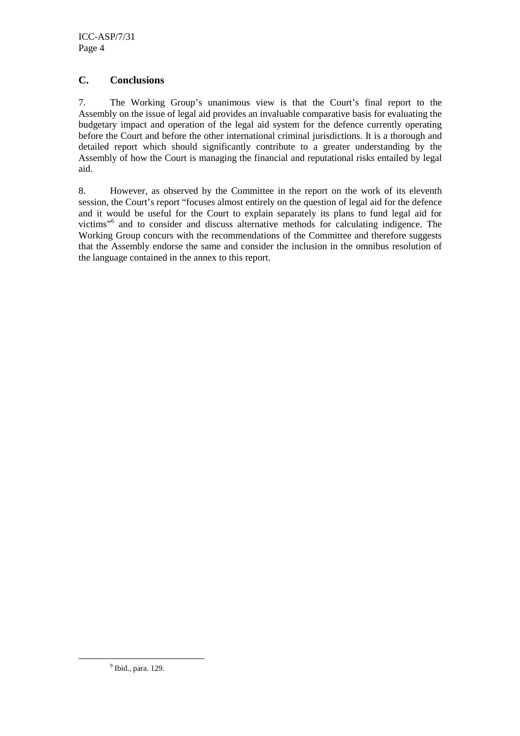## C. Conclusions

7. The Working Group's unanimous view is that the Court's final report to the Assembly on the issue of legal aid provides an invaluable comparative basis for evaluating the budgetary impact and operation of the legal aid system for the defence currently operating before the Court and before the other international criminal jurisdictions. It is a thorough and detailed report which should significantly contribute to a greater understanding by the Assembly of how the Court is managing the financial and reputational risks entailed by legal aid.

8. However, as observed by the Committee in the report on the work of its eleventh session, the Court's report "focuses almost entirely on the question of legal aid for the defence and it would be useful for the Court to explain separately its plans to fund legal aid for victims"[6] and to consider and discuss alternative methods for calculating indigence. The Working Group concurs with the recommendations of the Committee and therefore suggests that the Assembly endorse the same and consider the inclusion in the omnibus resolution of the language contained in the annex to this report.

---

[9] Ibid., para. 129.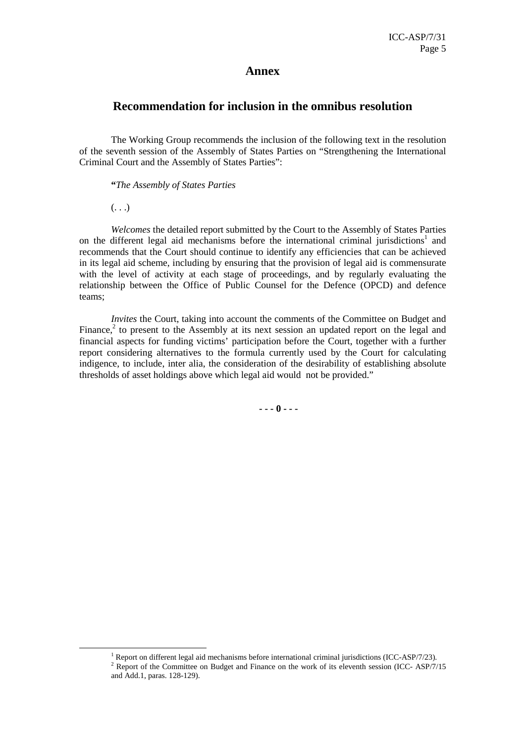# Annex

## Recommendation for inclusion in the omnibus resolution

The Working Group recommends the inclusion of the following text in the resolution of the seventh session of the Assembly of States Parties on "Strengthening the International Criminal Court and the Assembly of States Parties":

**"***The Assembly of States Parties*

(. . .)

*Welcomes* the detailed report submitted by the Court to the Assembly of States Parties on the different legal aid mechanisms before the international criminal jurisdictions[1] and recommends that the Court should continue to identify any efficiencies that can be achieved in its legal aid scheme, including by ensuring that the provision of legal aid is commensurate with the level of activity at each stage of proceedings, and by regularly evaluating the relationship between the Office of Public Counsel for the Defence (OPCD) and defence teams;

*Invites* the Court, taking into account the comments of the Committee on Budget and Finance,[2] to present to the Assembly at its next session an updated report on the legal and financial aspects for funding victims' participation before the Court, together with a further report considering alternatives to the formula currently used by the Court for calculating indigence, to include, inter alia, the consideration of the desirability of establishing absolute thresholds of asset holdings above which legal aid would not be provided."

**- - - 0 - - -**

[1] Report on different legal aid mechanisms before international criminal jurisdictions (ICC-ASP/7/23).

[2] Report of the Committee on Budget and Finance on the work of its eleventh session (ICC- ASP/7/15 and Add.1, paras. 128-129).